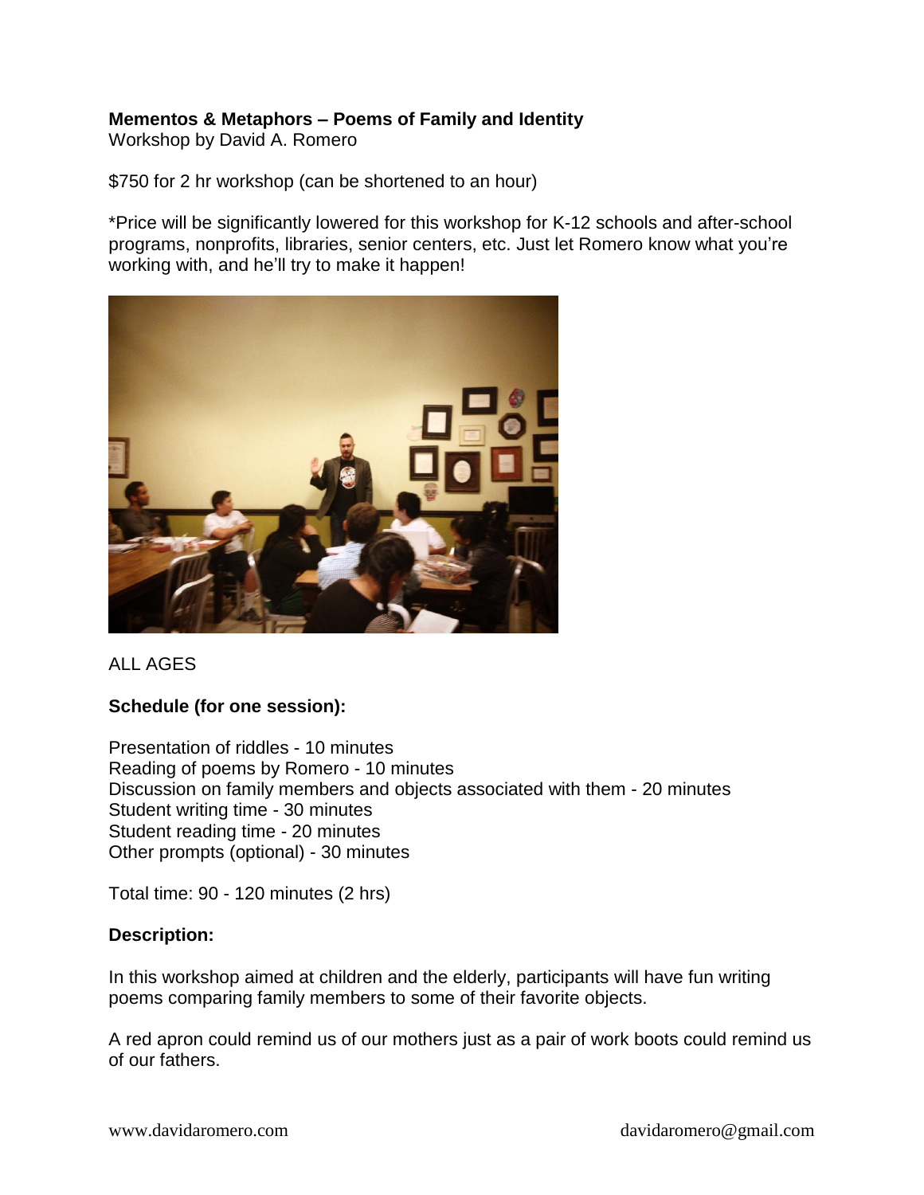**Mementos & Metaphors – Poems of Family and Identity**
Workshop by David A. Romero

$750 for 2 hr workshop (can be shortened to an hour)

*Price will be significantly lowered for this workshop for K-12 schools and after-school programs, nonprofits, libraries, senior centers, etc. Just let Romero know what you're working with, and he'll try to make it happen!

ALL AGES

**Schedule (for one session):**

Presentation of riddles - 10 minutes
Reading of poems by Romero - 10 minutes
Discussion on family members and objects associated with them - 20 minutes
Student writing time - 30 minutes
Student reading time - 20 minutes
Other prompts (optional) - 30 minutes

Total time: 90 - 120 minutes (2 hrs)

**Description:**

In this workshop aimed at children and the elderly, participants will have fun writing poems comparing family members to some of their favorite objects.

A red apron could remind us of our mothers just as a pair of work boots could remind us of our fathers.

www.davidaromero.com davidaromero@gmail.com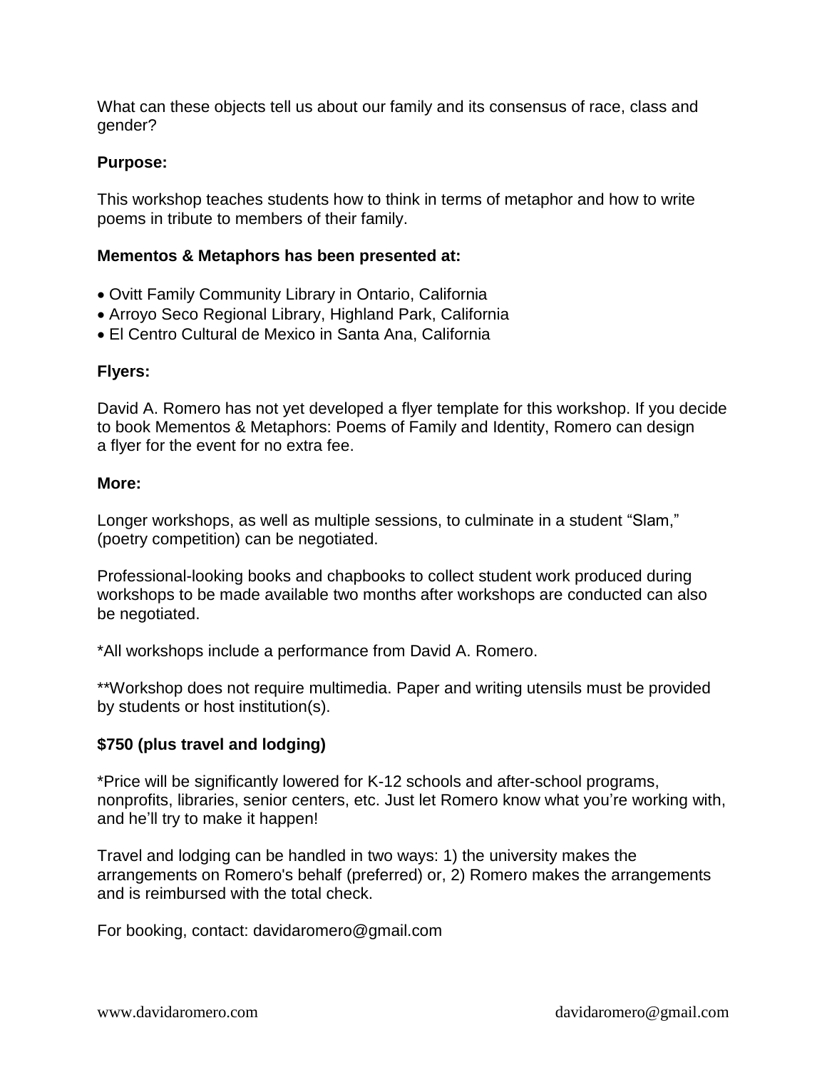What can these objects tell us about our family and its consensus of race, class and gender?

**Purpose:**

This workshop teaches students how to think in terms of metaphor and how to write poems in tribute to members of their family.

**Mementos & Metaphors has been presented at:**

- Ovitt Family Community Library in Ontario, California
- Arroyo Seco Regional Library, Highland Park, California
- El Centro Cultural de Mexico in Santa Ana, California

**Flyers:**

David A. Romero has not yet developed a flyer template for this workshop. If you decide to book Mementos & Metaphors: Poems of Family and Identity, Romero can design a flyer for the event for no extra fee.

**More:**

Longer workshops, as well as multiple sessions, to culminate in a student "Slam," (poetry competition) can be negotiated.

Professional-looking books and chapbooks to collect student work produced during workshops to be made available two months after workshops are conducted can also be negotiated.

*All workshops include a performance from David A. Romero.

**Workshop does not require multimedia. Paper and writing utensils must be provided by students or host institution(s).

**$750 (plus travel and lodging)**

*Price will be significantly lowered for K-12 schools and after-school programs, nonprofits, libraries, senior centers, etc. Just let Romero know what you're working with, and he'll try to make it happen!

Travel and lodging can be handled in two ways: 1) the university makes the arrangements on Romero's behalf (preferred) or, 2) Romero makes the arrangements and is reimbursed with the total check.

For booking, contact: davidaromero@gmail.com